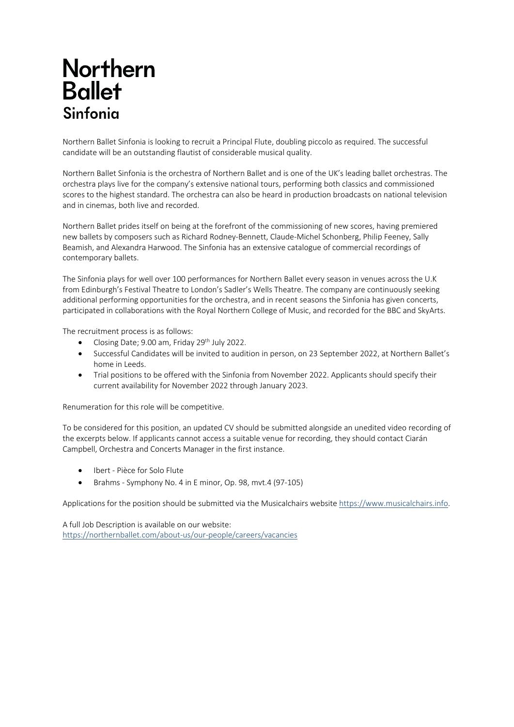# Northern Ballet
## Sinfonia

Northern Ballet Sinfonia is looking to recruit a Principal Flute, doubling piccolo as required. The successful candidate will be an outstanding flautist of considerable musical quality.

Northern Ballet Sinfonia is the orchestra of Northern Ballet and is one of the UK's leading ballet orchestras. The orchestra plays live for the company's extensive national tours, performing both classics and commissioned scores to the highest standard. The orchestra can also be heard in production broadcasts on national television and in cinemas, both live and recorded.

Northern Ballet prides itself on being at the forefront of the commissioning of new scores, having premiered new ballets by composers such as Richard Rodney-Bennett, Claude-Michel Schonberg, Philip Feeney, Sally Beamish, and Alexandra Harwood. The Sinfonia has an extensive catalogue of commercial recordings of contemporary ballets.

The Sinfonia plays for well over 100 performances for Northern Ballet every season in venues across the U.K from Edinburgh's Festival Theatre to London's Sadler's Wells Theatre. The company are continuously seeking additional performing opportunities for the orchestra, and in recent seasons the Sinfonia has given concerts, participated in collaborations with the Royal Northern College of Music, and recorded for the BBC and SkyArts.

The recruitment process is as follows:

- Closing Date; 9.00 am, Friday 29th July 2022.
- Successful Candidates will be invited to audition in person, on 23 September 2022, at Northern Ballet's home in Leeds.
- Trial positions to be offered with the Sinfonia from November 2022. Applicants should specify their current availability for November 2022 through January 2023.

Renumeration for this role will be competitive.

To be considered for this position, an updated CV should be submitted alongside an unedited video recording of the excerpts below. If applicants cannot access a suitable venue for recording, they should contact Ciarán Campbell, Orchestra and Concerts Manager in the first instance.

- Ibert - Pièce for Solo Flute
- Brahms - Symphony No. 4 in E minor, Op. 98, mvt.4 (97-105)

Applications for the position should be submitted via the Musicalchairs website https://www.musicalchairs.info.

A full Job Description is available on our website:
https://northernballet.com/about-us/our-people/careers/vacancies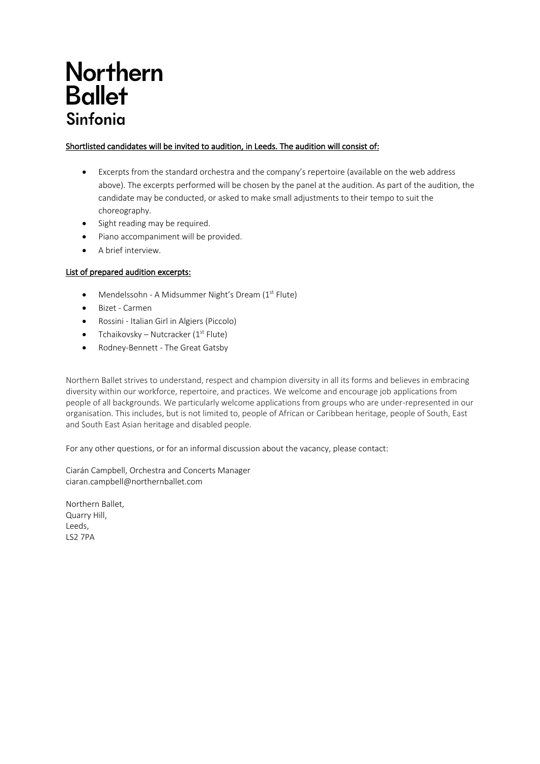# Northern Ballet
## Sinfonia

<u>Shortlisted candidates will be invited to audition, in Leeds. The audition will consist of:</u>

- Excerpts from the standard orchestra and the company's repertoire (available on the web address above). The excerpts performed will be chosen by the panel at the audition. As part of the audition, the candidate may be conducted, or asked to make small adjustments to their tempo to suit the choreography.
- Sight reading may be required.
- Piano accompaniment will be provided.
- A brief interview.

<u>List of prepared audition excerpts:</u>

- Mendelssohn - A Midsummer Night's Dream (1st Flute)
- Bizet - Carmen
- Rossini - Italian Girl in Algiers (Piccolo)
- Tchaikovsky – Nutcracker (1st Flute)
- Rodney-Bennett - The Great Gatsby

Northern Ballet strives to understand, respect and champion diversity in all its forms and believes in embracing diversity within our workforce, repertoire, and practices. We welcome and encourage job applications from people of all backgrounds. We particularly welcome applications from groups who are under-represented in our organisation. This includes, but is not limited to, people of African or Caribbean heritage, people of South, East and South East Asian heritage and disabled people.

For any other questions, or for an informal discussion about the vacancy, please contact:

Ciarán Campbell, Orchestra and Concerts Manager
ciaran.campbell@northernballet.com

Northern Ballet,
Quarry Hill,
Leeds,
LS2 7PA